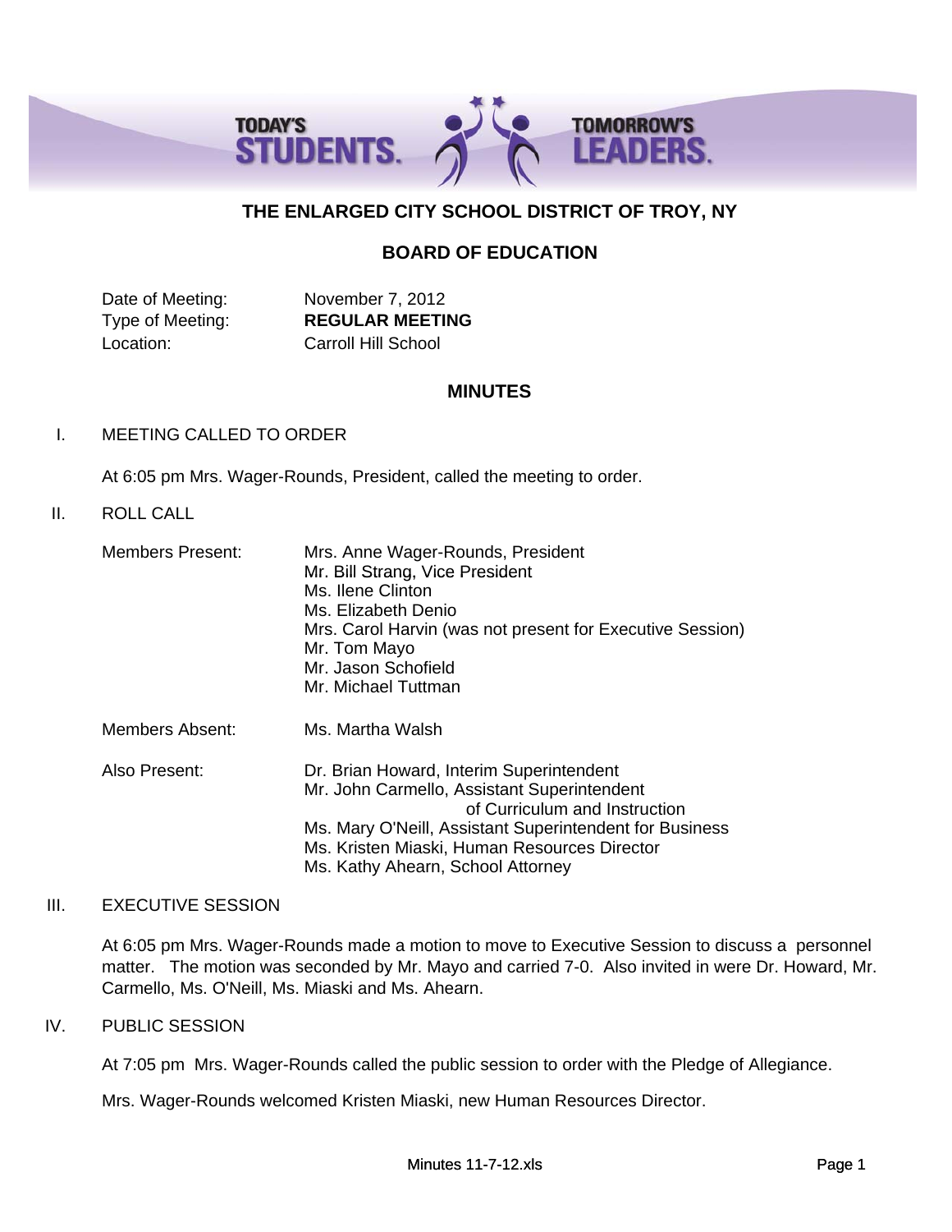# THE ENLARGED CITY SCHOOL DISTRICT OF TROY, NY

## BOARD OF EDUCATION

Date of Meeting: November 7, 2012
Type of Meeting: **REGULAR MEETING**
Location: Carroll Hill School

## MINUTES

I. MEETING CALLED TO ORDER

At 6:05 pm Mrs. Wager-Rounds, President, called the meeting to order.

II. ROLL CALL

Members Present:
- Mrs. Anne Wager-Rounds, President
- Mr. Bill Strang, Vice President
- Ms. Ilene Clinton
- Ms. Elizabeth Denio
- Mrs. Carol Harvin (was not present for Executive Session)
- Mr. Tom Mayo
- Mr. Jason Schofield
- Mr. Michael Tuttman

Members Absent: Ms. Martha Walsh

Also Present:
- Dr. Brian Howard, Interim Superintendent
- Mr. John Carmello, Assistant Superintendent of Curriculum and Instruction
- Ms. Mary O'Neill, Assistant Superintendent for Business
- Ms. Kristen Miaski, Human Resources Director
- Ms. Kathy Ahearn, School Attorney

III. EXECUTIVE SESSION

At 6:05 pm Mrs. Wager-Rounds made a motion to move to Executive Session to discuss a personnel matter. The motion was seconded by Mr. Mayo and carried 7-0. Also invited in were Dr. Howard, Mr. Carmello, Ms. O'Neill, Ms. Miaski and Ms. Ahearn.

IV. PUBLIC SESSION

At 7:05 pm Mrs. Wager-Rounds called the public session to order with the Pledge of Allegiance.

Mrs. Wager-Rounds welcomed Kristen Miaski, new Human Resources Director.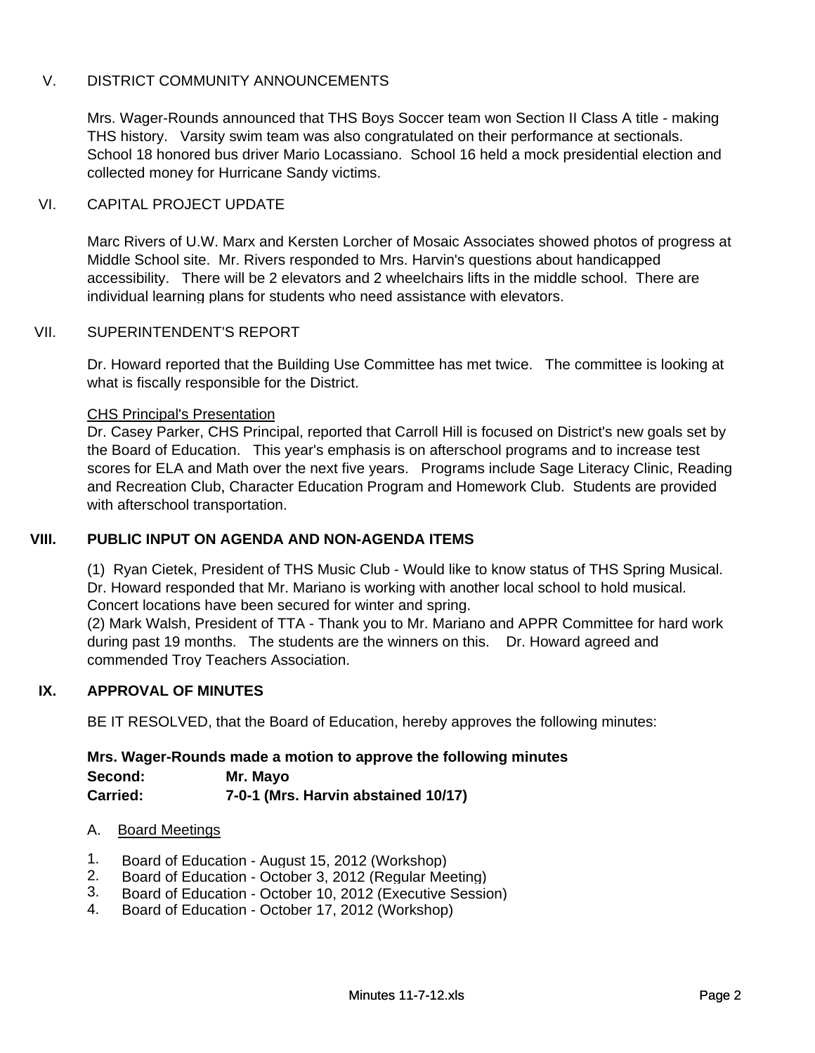## V. DISTRICT COMMUNITY ANNOUNCEMENTS

Mrs. Wager-Rounds announced that THS Boys Soccer team won Section II Class A title - making THS history. Varsity swim team was also congratulated on their performance at sectionals. School 18 honored bus driver Mario Locassiano. School 16 held a mock presidential election and collected money for Hurricane Sandy victims.

## VI. CAPITAL PROJECT UPDATE

Marc Rivers of U.W. Marx and Kersten Lorcher of Mosaic Associates showed photos of progress at Middle School site. Mr. Rivers responded to Mrs. Harvin's questions about handicapped accessibility. There will be 2 elevators and 2 wheelchairs lifts in the middle school. There are individual learning plans for students who need assistance with elevators.

## VII. SUPERINTENDENT'S REPORT

Dr. Howard reported that the Building Use Committee has met twice. The committee is looking at what is fiscally responsible for the District.

CHS Principal's Presentation

Dr. Casey Parker, CHS Principal, reported that Carroll Hill is focused on District's new goals set by the Board of Education. This year's emphasis is on afterschool programs and to increase test scores for ELA and Math over the next five years. Programs include Sage Literacy Clinic, Reading and Recreation Club, Character Education Program and Homework Club. Students are provided with afterschool transportation.

## VIII. PUBLIC INPUT ON AGENDA AND NON-AGENDA ITEMS

(1) Ryan Cietek, President of THS Music Club - Would like to know status of THS Spring Musical. Dr. Howard responded that Mr. Mariano is working with another local school to hold musical. Concert locations have been secured for winter and spring.

(2) Mark Walsh, President of TTA - Thank you to Mr. Mariano and APPR Committee for hard work during past 19 months. The students are the winners on this. Dr. Howard agreed and commended Troy Teachers Association.

## IX. APPROVAL OF MINUTES

BE IT RESOLVED, that the Board of Education, hereby approves the following minutes:

**Mrs. Wager-Rounds made a motion to approve the following minutes**

**Second:** **Mr. Mayo**

**Carried:** **7-0-1 (Mrs. Harvin abstained 10/17)**

A. Board Meetings

1. Board of Education - August 15, 2012 (Workshop)
2. Board of Education - October 3, 2012 (Regular Meeting)
3. Board of Education - October 10, 2012 (Executive Session)
4. Board of Education - October 17, 2012 (Workshop)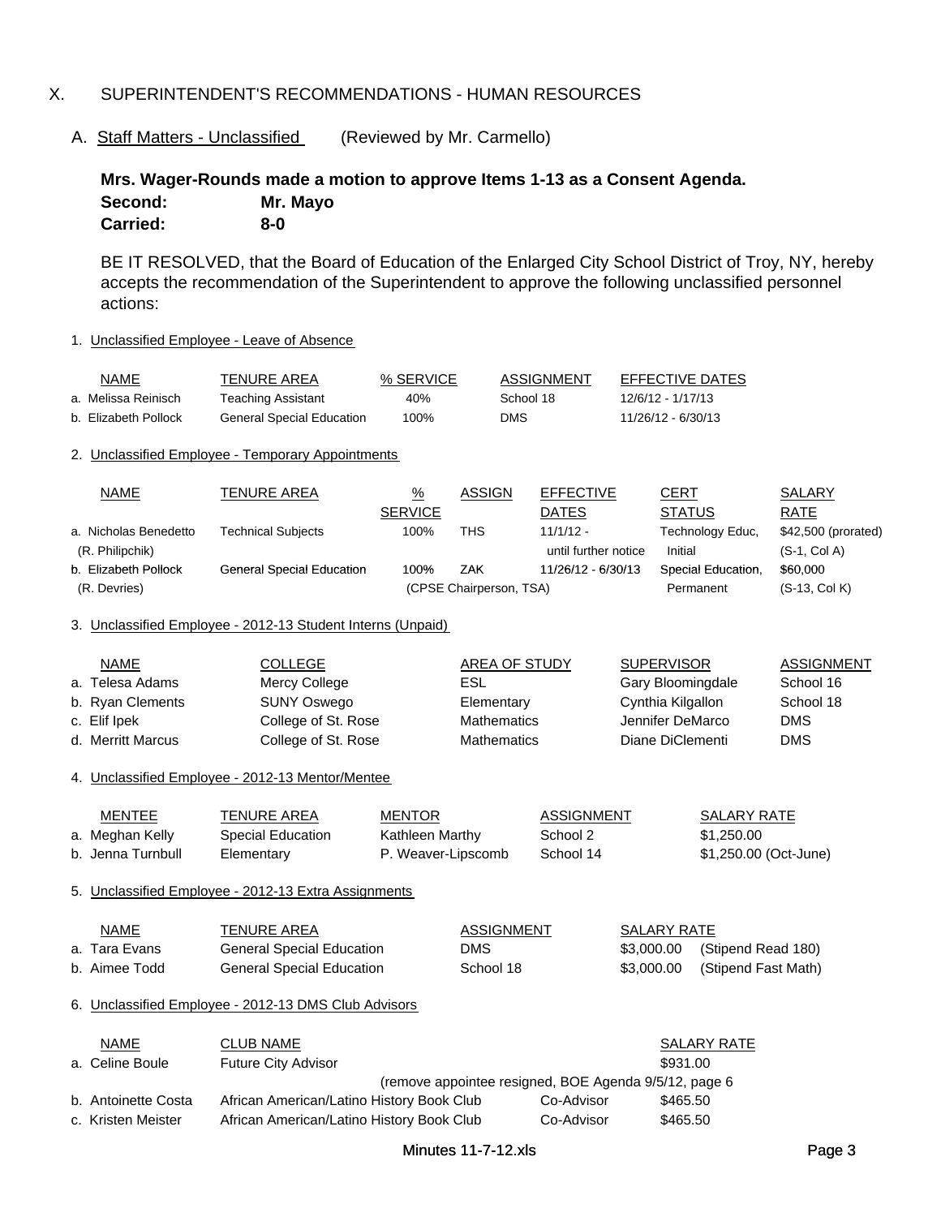## X. SUPERINTENDENT'S RECOMMENDATIONS - HUMAN RESOURCES

### A. Staff Matters - Unclassified (Reviewed by Mr. Carmello)

**Mrs. Wager-Rounds made a motion to approve Items 1-13 as a Consent Agenda.**
**Second:** **Mr. Mayo**
**Carried:** **8-0**

BE IT RESOLVED, that the Board of Education of the Enlarged City School District of Troy, NY, hereby accepts the recommendation of the Superintendent to approve the following unclassified personnel actions:

1. Unclassified Employee - Leave of Absence

| NAME | TENURE AREA | % SERVICE | ASSIGNMENT | EFFECTIVE DATES |
|---|---|---|---|---|
| a. Melissa Reinisch | Teaching Assistant | 40% | School 18 | 12/6/12 - 1/17/13 |
| b. Elizabeth Pollock | General Special Education | 100% | DMS | 11/26/12 - 6/30/13 |

2. Unclassified Employee - Temporary Appointments

| NAME | TENURE AREA | % SERVICE | ASSIGN | EFFECTIVE DATES | CERT STATUS | SALARY RATE |
|---|---|---|---|---|---|---|
| a. Nicholas Benedetto (R. Philipchik) | Technical Subjects | 100% | THS | 11/1/12 - until further notice | Technology Educ, Initial | $42,500 (prorated) (S-1, Col A) |
| b. Elizabeth Pollock (R. Devries) | General Special Education | 100% (CPSE Chairperson, TSA) | ZAK | 11/26/12 - 6/30/13 | Special Education, Permanent | $60,000 (S-13, Col K) |

3. Unclassified Employee - 2012-13 Student Interns (Unpaid)

| NAME | COLLEGE | AREA OF STUDY | SUPERVISOR | ASSIGNMENT |
|---|---|---|---|---|
| a. Telesa Adams | Mercy College | ESL | Gary Bloomingdale | School 16 |
| b. Ryan Clements | SUNY Oswego | Elementary | Cynthia Kilgallon | School 18 |
| c. Elif Ipek | College of St. Rose | Mathematics | Jennifer DeMarco | DMS |
| d. Merritt Marcus | College of St. Rose | Mathematics | Diane DiClementi | DMS |

4. Unclassified Employee - 2012-13 Mentor/Mentee

| MENTEE | TENURE AREA | MENTOR | ASSIGNMENT | SALARY RATE |
|---|---|---|---|---|
| a. Meghan Kelly | Special Education | Kathleen Marthy | School 2 | $1,250.00 |
| b. Jenna Turnbull | Elementary | P. Weaver-Lipscomb | School 14 | $1,250.00 (Oct-June) |

5. Unclassified Employee - 2012-13 Extra Assignments

| NAME | TENURE AREA | ASSIGNMENT | SALARY RATE |
|---|---|---|---|
| a. Tara Evans | General Special Education | DMS | $3,000.00 (Stipend Read 180) |
| b. Aimee Todd | General Special Education | School 18 | $3,000.00 (Stipend Fast Math) |

6. Unclassified Employee - 2012-13 DMS Club Advisors

| NAME | CLUB NAME | | SALARY RATE |
|---|---|---|---|
| a. Celine Boule | Future City Advisor (remove appointee resigned, BOE Agenda 9/5/12, page 6 | | $931.00 |
| b. Antoinette Costa | African American/Latino History Book Club | Co-Advisor | $465.50 |
| c. Kristen Meister | African American/Latino History Book Club | Co-Advisor | $465.50 |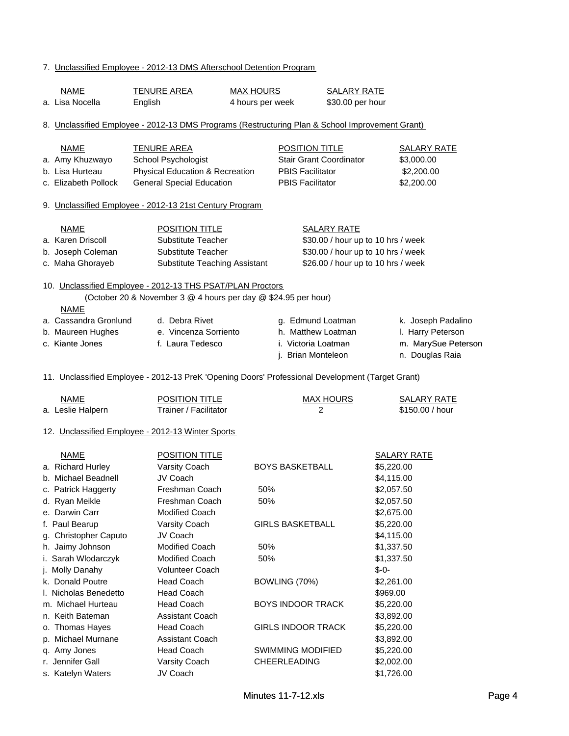7. Unclassified Employee - 2012-13 DMS Afterschool Detention Program

| NAME | TENURE AREA | MAX HOURS | SALARY RATE |
|---|---|---|---|
| a. Lisa Nocella | English | 4 hours per week | $30.00 per hour |

8. Unclassified Employee - 2012-13 DMS Programs (Restructuring Plan & School Improvement Grant)

| NAME | TENURE AREA | POSITION TITLE | SALARY RATE |
|---|---|---|---|
| a. Amy Khuzwayo | School Psychologist | Stair Grant Coordinator | $3,000.00 |
| b. Lisa Hurteau | Physical Education & Recreation | PBIS Facilitator | $2,200.00 |
| c. Elizabeth Pollock | General Special Education | PBIS Facilitator | $2,200.00 |

9. Unclassified Employee - 2012-13 21st Century Program

| NAME | POSITION TITLE | SALARY RATE |
|---|---|---|
| a. Karen Driscoll | Substitute Teacher | $30.00 / hour up to 10 hrs / week |
| b. Joseph Coleman | Substitute Teacher | $30.00 / hour up to 10 hrs / week |
| c. Maha Ghorayeb | Substitute Teaching Assistant | $26.00 / hour up to 10 hrs / week |

10. Unclassified Employee - 2012-13 THS PSAT/PLAN Proctors

(October 20 & November 3 @ 4 hours per day @ $24.95 per hour)

NAME

| | | | |
|---|---|---|---|
| a. Cassandra Gronlund | d. Debra Rivet | g. Edmund Loatman | k. Joseph Padalino |
| b. Maureen Hughes | e. Vincenza Sorriento | h. Matthew Loatman | l. Harry Peterson |
| c. Kiante Jones | f. Laura Tedesco | i. Victoria Loatman | m. MarySue Peterson |
| | | j. Brian Monteleon | n. Douglas Raia |

11. Unclassified Employee - 2012-13 PreK 'Opening Doors' Professional Development (Target Grant)

| NAME | POSITION TITLE | MAX HOURS | SALARY RATE |
|---|---|---|---|
| a. Leslie Halpern | Trainer / Facilitator | 2 | $150.00 / hour |

12. Unclassified Employee - 2012-13 Winter Sports

| NAME | POSITION TITLE | | SALARY RATE |
|---|---|---|---|
| a. Richard Hurley | Varsity Coach | BOYS BASKETBALL | $5,220.00 |
| b. Michael Beadnell | JV Coach | | $4,115.00 |
| c. Patrick Haggerty | Freshman Coach | 50% | $2,057.50 |
| d. Ryan Meikle | Freshman Coach | 50% | $2,057.50 |
| e. Darwin Carr | Modified Coach | | $2,675.00 |
| f. Paul Bearup | Varsity Coach | GIRLS BASKETBALL | $5,220.00 |
| g. Christopher Caputo | JV Coach | | $4,115.00 |
| h. Jaimy Johnson | Modified Coach | 50% | $1,337.50 |
| i. Sarah Wlodarczyk | Modified Coach | 50% | $1,337.50 |
| j. Molly Danahy | Volunteer Coach | | $-0- |
| k. Donald Poutre | Head Coach | BOWLING (70%) | $2,261.00 |
| l. Nicholas Benedetto | Head Coach | | $969.00 |
| m. Michael Hurteau | Head Coach | BOYS INDOOR TRACK | $5,220.00 |
| n. Keith Bateman | Assistant Coach | | $3,892.00 |
| o. Thomas Hayes | Head Coach | GIRLS INDOOR TRACK | $5,220.00 |
| p. Michael Murnane | Assistant Coach | | $3,892.00 |
| q. Amy Jones | Head Coach | SWIMMING MODIFIED | $5,220.00 |
| r. Jennifer Gall | Varsity Coach | CHEERLEADING | $2,002.00 |
| s. Katelyn Waters | JV Coach | | $1,726.00 |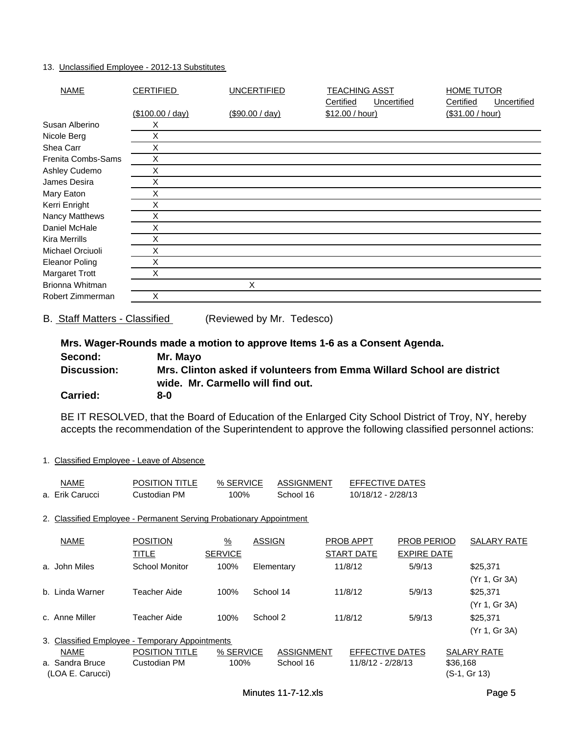13. Unclassified Employee - 2012-13 Substitutes

| NAME | CERTIFIED | UNCERTIFIED | TEACHING ASST | | HOME TUTOR | |
|---|---|---|---|---|---|---|
| | | | Certified | Uncertified | Certified | Uncertified |
| | ($100.00 / day) | ($90.00 / day) | $12.00 / hour) | | ($31.00 / hour) | |
| Susan Alberino | X | | | | | |
| Nicole Berg | X | | | | | |
| Shea Carr | X | | | | | |
| Frenita Combs-Sams | X | | | | | |
| Ashley Cudemo | X | | | | | |
| James Desira | X | | | | | |
| Mary Eaton | X | | | | | |
| Kerri Enright | X | | | | | |
| Nancy Matthews | X | | | | | |
| Daniel McHale | X | | | | | |
| Kira Merrills | X | | | | | |
| Michael Orciuoli | X | | | | | |
| Eleanor Poling | X | | | | | |
| Margaret Trott | X | | | | | |
| Brionna Whitman | | X | | | | |
| Robert Zimmerman | X | | | | | |

B. Staff Matters - Classified (Reviewed by Mr. Tedesco)

**Mrs. Wager-Rounds made a motion to approve Items 1-6 as a Consent Agenda.**

**Second:** **Mr. Mayo**

**Discussion:** **Mrs. Clinton asked if volunteers from Emma Willard School are district wide. Mr. Carmello will find out.**

**Carried:** **8-0**

BE IT RESOLVED, that the Board of Education of the Enlarged City School District of Troy, NY, hereby accepts the recommendation of the Superintendent to approve the following classified personnel actions:

1. Classified Employee - Leave of Absence

| NAME | POSITION TITLE | % SERVICE | ASSIGNMENT | EFFECTIVE DATES |
|---|---|---|---|---|
| a. Erik Carucci | Custodian PM | 100% | School 16 | 10/18/12 - 2/28/13 |

2. Classified Employee - Permanent Serving Probationary Appointment

| NAME | POSITION TITLE | % SERVICE | ASSIGN | PROB APPT START DATE | PROB PERIOD EXPIRE DATE | SALARY RATE |
|---|---|---|---|---|---|---|
| a. John Miles | School Monitor | 100% | Elementary | 11/8/12 | 5/9/13 | $25,371 (Yr 1, Gr 3A) |
| b. Linda Warner | Teacher Aide | 100% | School 14 | 11/8/12 | 5/9/13 | $25,371 (Yr 1, Gr 3A) |
| c. Anne Miller | Teacher Aide | 100% | School 2 | 11/8/12 | 5/9/13 | $25,371 (Yr 1, Gr 3A) |

3. Classified Employee - Temporary Appointments

| NAME | POSITION TITLE | % SERVICE | ASSIGNMENT | EFFECTIVE DATES | SALARY RATE |
|---|---|---|---|---|---|
| a. Sandra Bruce (LOA E. Carucci) | Custodian PM | 100% | School 16 | 11/8/12 - 2/28/13 | $36,168 (S-1, Gr 13) |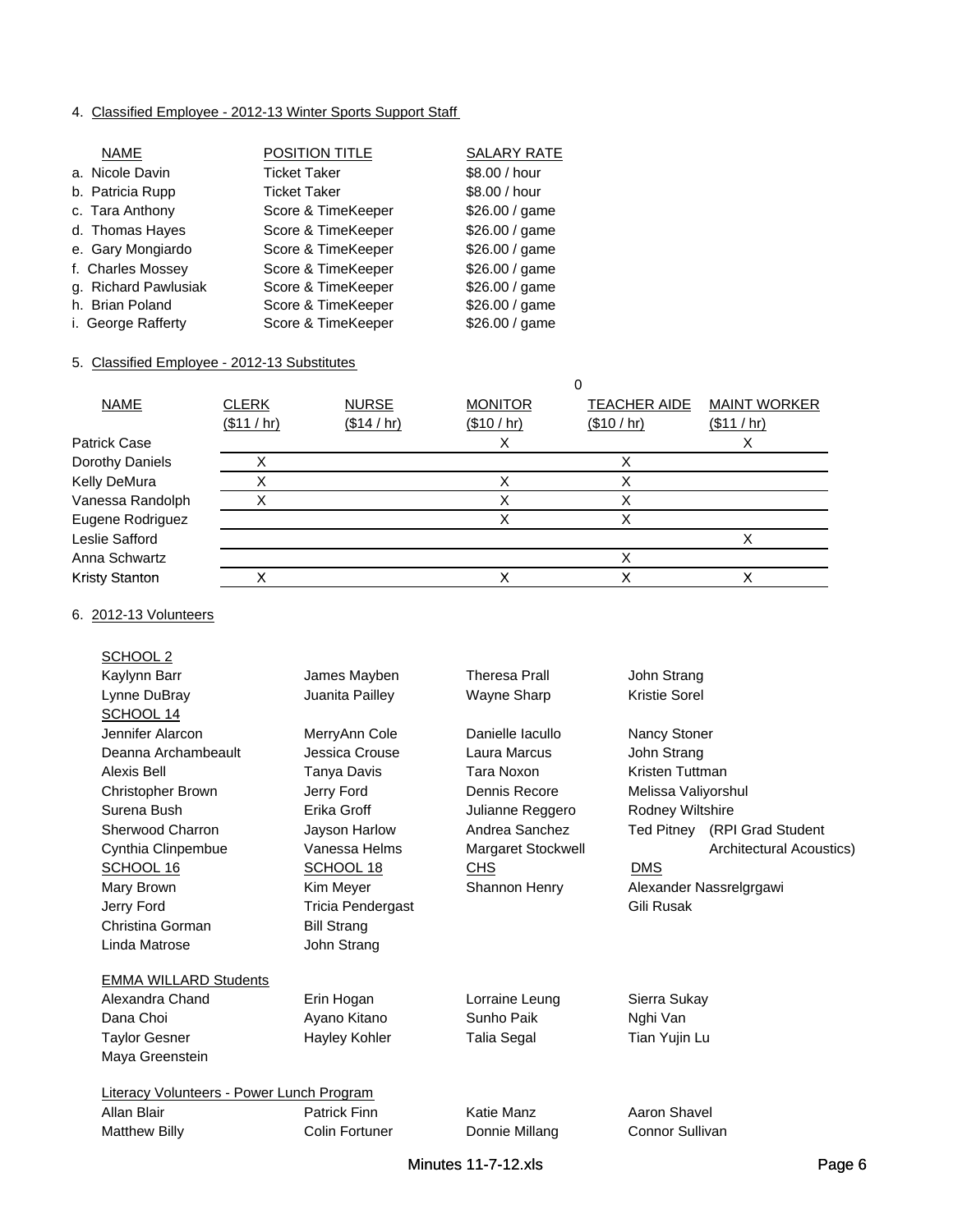4. Classified Employee - 2012-13 Winter Sports Support Staff

| NAME | POSITION TITLE | SALARY RATE |
|---|---|---|
| a. Nicole Davin | Ticket Taker | $8.00 / hour |
| b. Patricia Rupp | Ticket Taker | $8.00 / hour |
| c. Tara Anthony | Score & TimeKeeper | $26.00 / game |
| d. Thomas Hayes | Score & TimeKeeper | $26.00 / game |
| e. Gary Mongiardo | Score & TimeKeeper | $26.00 / game |
| f. Charles Mossey | Score & TimeKeeper | $26.00 / game |
| g. Richard Pawlusiak | Score & TimeKeeper | $26.00 / game |
| h. Brian Poland | Score & TimeKeeper | $26.00 / game |
| i. George Rafferty | Score & TimeKeeper | $26.00 / game |

5. Classified Employee - 2012-13 Substitutes

0

| NAME | CLERK ($11 / hr) | NURSE ($14 / hr) | MONITOR ($10 / hr) | TEACHER AIDE ($10 / hr) | MAINT WORKER ($11 / hr) |
|---|---|---|---|---|---|
| Patrick Case | | | X | | X |
| Dorothy Daniels | X | | | X | |
| Kelly DeMura | X | | X | X | |
| Vanessa Randolph | X | | X | X | |
| Eugene Rodriguez | | | X | X | |
| Leslie Safford | | | | | X |
| Anna Schwartz | | | | X | |
| Kristy Stanton | X | | X | X | X |

6. 2012-13 Volunteers

SCHOOL 2

Kaylynn Barr, James Mayben, Theresa Prall, John Strang, Lynne DuBray, Juanita Pailley, Wayne Sharp, Kristie Sorel

SCHOOL 14

Jennifer Alarcon, MerryAnn Cole, Danielle Iacullo, Nancy Stoner, Deanna Archambeault, Jessica Crouse, Laura Marcus, John Strang, Alexis Bell, Tanya Davis, Tara Noxon, Kristen Tuttman, Christopher Brown, Jerry Ford, Dennis Recore, Melissa Valiyorshul, Surena Bush, Erika Groff, Julianne Reggero, Rodney Wiltshire, Sherwood Charron, Jayson Harlow, Andrea Sanchez, Ted Pitney (RPI Grad Student Architectural Acoustics), Cynthia Clinpembue, Vanessa Helms, Margaret Stockwell

SCHOOL 16

Mary Brown, Jerry Ford, Christina Gorman, Linda Matrose

SCHOOL 18

Kim Meyer, Tricia Pendergast, Bill Strang, John Strang

CHS

Shannon Henry

DMS

Alexander Nassrelgrgawi, Gili Rusak

EMMA WILLARD Students

Alexandra Chand, Erin Hogan, Lorraine Leung, Sierra Sukay, Dana Choi, Ayano Kitano, Sunho Paik, Nghi Van, Taylor Gesner, Hayley Kohler, Talia Segal, Tian Yujin Lu, Maya Greenstein

Literacy Volunteers - Power Lunch Program

Allan Blair, Patrick Finn, Katie Manz, Aaron Shavel, Matthew Billy, Colin Fortuner, Donnie Millang, Connor Sullivan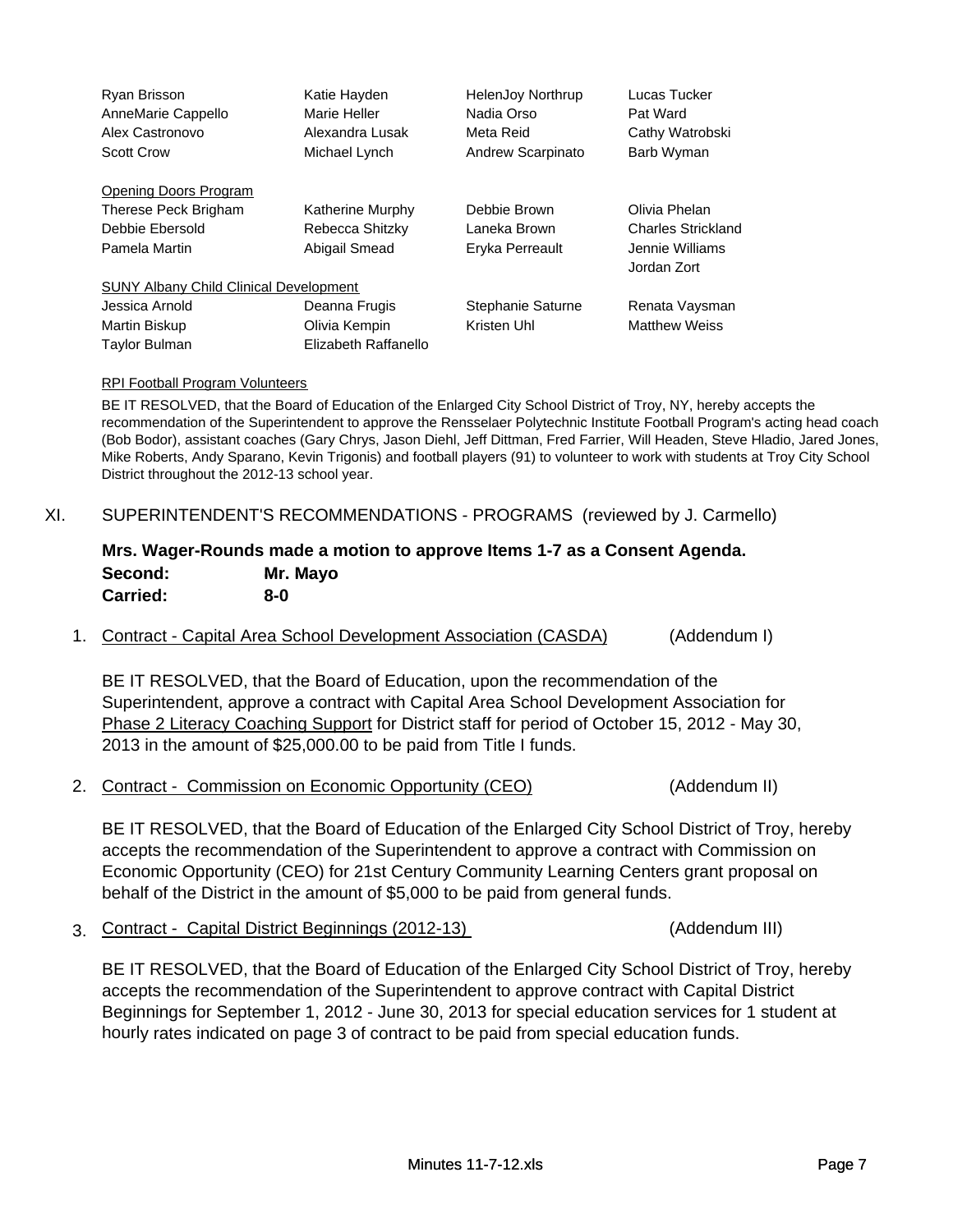| | | | |
|---|---|---|---|
| Ryan Brisson | Katie Hayden | HelenJoy Northrup | Lucas Tucker |
| AnneMarie Cappello | Marie Heller | Nadia Orso | Pat Ward |
| Alex Castronovo | Alexandra Lusak | Meta Reid | Cathy Watrobski |
| Scott Crow | Michael Lynch | Andrew Scarpinato | Barb Wyman |

Opening Doors Program

| | | | |
|---|---|---|---|
| Therese Peck Brigham | Katherine Murphy | Debbie Brown | Olivia Phelan |
| Debbie Ebersold | Rebecca Shitzky | Laneka Brown | Charles Strickland |
| Pamela Martin | Abigail Smead | Eryka Perreault | Jennie Williams |
| | | | Jordan Zort |

SUNY Albany Child Clinical Development

| | | | |
|---|---|---|---|
| Jessica Arnold | Deanna Frugis | Stephanie Saturne | Renata Vaysman |
| Martin Biskup | Olivia Kempin | Kristen Uhl | Matthew Weiss |
| Taylor Bulman | Elizabeth Raffanello | | |

RPI Football Program Volunteers

BE IT RESOLVED, that the Board of Education of the Enlarged City School District of Troy, NY, hereby accepts the recommendation of the Superintendent to approve the Rensselaer Polytechnic Institute Football Program's acting head coach (Bob Bodor), assistant coaches (Gary Chrys, Jason Diehl, Jeff Dittman, Fred Farrier, Will Headen, Steve Hladio, Jared Jones, Mike Roberts, Andy Sparano, Kevin Trigonis) and football players (91) to volunteer to work with students at Troy City School District throughout the 2012-13 school year.

## XI. SUPERINTENDENT'S RECOMMENDATIONS - PROGRAMS (reviewed by J. Carmello)

**Mrs. Wager-Rounds made a motion to approve Items 1-7 as a Consent Agenda.**
**Second: Mr. Mayo**
**Carried: 8-0**

1. Contract - Capital Area School Development Association (CASDA) (Addendum I)

   BE IT RESOLVED, that the Board of Education, upon the recommendation of the Superintendent, approve a contract with Capital Area School Development Association for Phase 2 Literacy Coaching Support for District staff for period of October 15, 2012 - May 30, 2013 in the amount of $25,000.00 to be paid from Title I funds.

2. Contract - Commission on Economic Opportunity (CEO) (Addendum II)

   BE IT RESOLVED, that the Board of Education of the Enlarged City School District of Troy, hereby accepts the recommendation of the Superintendent to approve a contract with Commission on Economic Opportunity (CEO) for 21st Century Community Learning Centers grant proposal on behalf of the District in the amount of $5,000 to be paid from general funds.

3. Contract - Capital District Beginnings (2012-13) (Addendum III)

   BE IT RESOLVED, that the Board of Education of the Enlarged City School District of Troy, hereby accepts the recommendation of the Superintendent to approve contract with Capital District Beginnings for September 1, 2012 - June 30, 2013 for special education services for 1 student at hourly rates indicated on page 3 of contract to be paid from special education funds.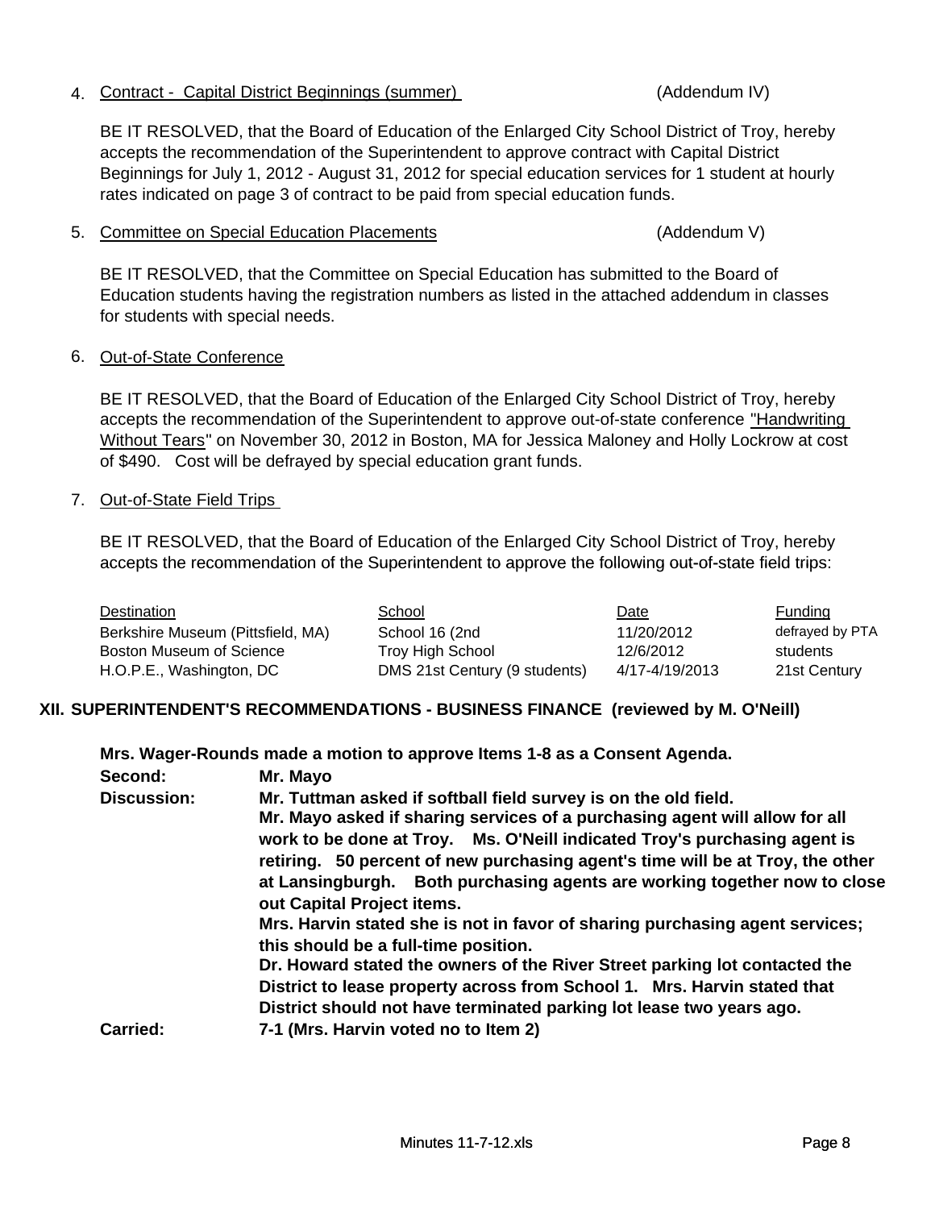4. Contract - Capital District Beginnings (summer) (Addendum IV)

BE IT RESOLVED, that the Board of Education of the Enlarged City School District of Troy, hereby accepts the recommendation of the Superintendent to approve contract with Capital District Beginnings for July 1, 2012 - August 31, 2012 for special education services for 1 student at hourly rates indicated on page 3 of contract to be paid from special education funds.

5. Committee on Special Education Placements (Addendum V)

BE IT RESOLVED, that the Committee on Special Education has submitted to the Board of Education students having the registration numbers as listed in the attached addendum in classes for students with special needs.

6. Out-of-State Conference

BE IT RESOLVED, that the Board of Education of the Enlarged City School District of Troy, hereby accepts the recommendation of the Superintendent to approve out-of-state conference "Handwriting Without Tears" on November 30, 2012 in Boston, MA for Jessica Maloney and Holly Lockrow at cost of $490. Cost will be defrayed by special education grant funds.

7. Out-of-State Field Trips

BE IT RESOLVED, that the Board of Education of the Enlarged City School District of Troy, hereby accepts the recommendation of the Superintendent to approve the following out-of-state field trips:

| Destination | School | Date | Funding |
|---|---|---|---|
| Berkshire Museum (Pittsfield, MA) | School 16 (2nd | 11/20/2012 | defrayed by PTA |
| Boston Museum of Science | Troy High School | 12/6/2012 | students |
| H.O.P.E., Washington, DC | DMS 21st Century (9 students) | 4/17-4/19/2013 | 21st Century |

## XII. SUPERINTENDENT'S RECOMMENDATIONS - BUSINESS FINANCE (reviewed by M. O'Neill)

**Mrs. Wager-Rounds made a motion to approve Items 1-8 as a Consent Agenda.**

**Second:** **Mr. Mayo**

**Discussion:** **Mr. Tuttman asked if softball field survey is on the old field.**
**Mr. Mayo asked if sharing services of a purchasing agent will allow for all work to be done at Troy. Ms. O'Neill indicated Troy's purchasing agent is retiring. 50 percent of new purchasing agent's time will be at Troy, the other at Lansingburgh. Both purchasing agents are working together now to close out Capital Project items.**
**Mrs. Harvin stated she is not in favor of sharing purchasing agent services; this should be a full-time position.**
**Dr. Howard stated the owners of the River Street parking lot contacted the District to lease property across from School 1. Mrs. Harvin stated that District should not have terminated parking lot lease two years ago.**

**Carried:** **7-1 (Mrs. Harvin voted no to Item 2)**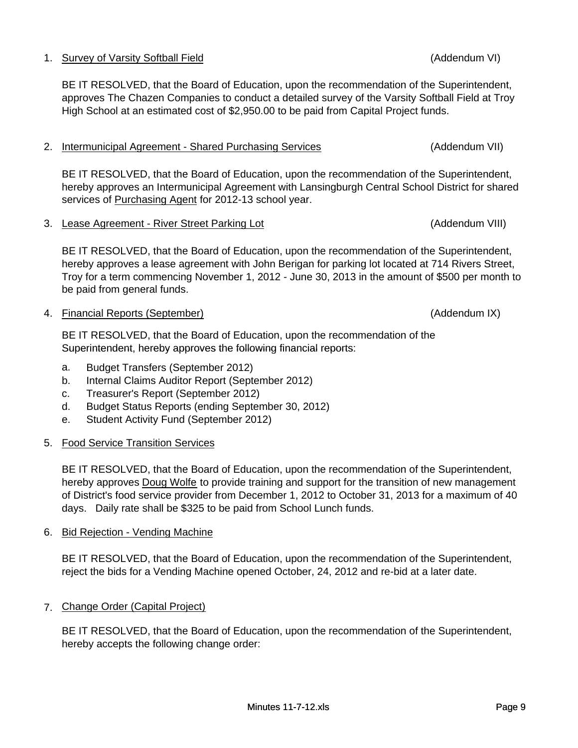1. <u>Survey of Varsity Softball Field</u> (Addendum VI)

   BE IT RESOLVED, that the Board of Education, upon the recommendation of the Superintendent, approves The Chazen Companies to conduct a detailed survey of the Varsity Softball Field at Troy High School at an estimated cost of $2,950.00 to be paid from Capital Project funds.

2. <u>Intermunicipal Agreement - Shared Purchasing Services</u> (Addendum VII)

   BE IT RESOLVED, that the Board of Education, upon the recommendation of the Superintendent, hereby approves an Intermunicipal Agreement with Lansingburgh Central School District for shared services of <u>Purchasing Agent</u> for 2012-13 school year.

3. <u>Lease Agreement - River Street Parking Lot</u> (Addendum VIII)

   BE IT RESOLVED, that the Board of Education, upon the recommendation of the Superintendent, hereby approves a lease agreement with John Berigan for parking lot located at 714 Rivers Street, Troy for a term commencing November 1, 2012 - June 30, 2013 in the amount of $500 per month to be paid from general funds.

4. <u>Financial Reports (September)</u> (Addendum IX)

   BE IT RESOLVED, that the Board of Education, upon the recommendation of the Superintendent, hereby approves the following financial reports:

   a. Budget Transfers (September 2012)
   b. Internal Claims Auditor Report (September 2012)
   c. Treasurer's Report (September 2012)
   d. Budget Status Reports (ending September 30, 2012)
   e. Student Activity Fund (September 2012)

5. <u>Food Service Transition Services</u>

   BE IT RESOLVED, that the Board of Education, upon the recommendation of the Superintendent, hereby approves <u>Doug Wolfe</u> to provide training and support for the transition of new management of District's food service provider from December 1, 2012 to October 31, 2013 for a maximum of 40 days. Daily rate shall be $325 to be paid from School Lunch funds.

6. <u>Bid Rejection - Vending Machine</u>

   BE IT RESOLVED, that the Board of Education, upon the recommendation of the Superintendent, reject the bids for a Vending Machine opened October, 24, 2012 and re-bid at a later date.

7. <u>Change Order (Capital Project)</u>

   BE IT RESOLVED, that the Board of Education, upon the recommendation of the Superintendent, hereby accepts the following change order: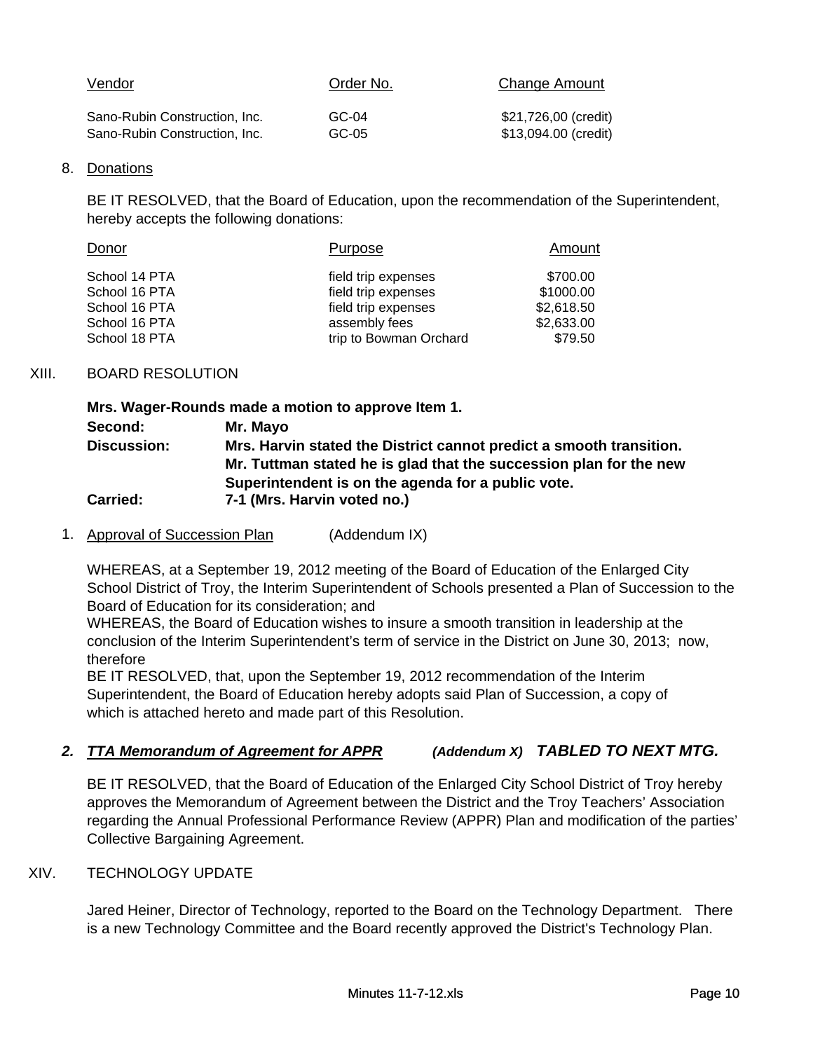| Vendor | Order No. | Change Amount |
|---|---|---|
| Sano-Rubin Construction, Inc. | GC-04 | $21,726,00 (credit) |
| Sano-Rubin Construction, Inc. | GC-05 | $13,094.00 (credit) |

8. Donations

BE IT RESOLVED, that the Board of Education, upon the recommendation of the Superintendent, hereby accepts the following donations:

| Donor | Purpose | Amount |
|---|---|---|
| School 14 PTA | field trip expenses | $700.00 |
| School 16 PTA | field trip expenses | $1000.00 |
| School 16 PTA | field trip expenses | $2,618.50 |
| School 16 PTA | assembly fees | $2,633.00 |
| School 18 PTA | trip to Bowman Orchard | $79.50 |

XIII. BOARD RESOLUTION

**Mrs. Wager-Rounds made a motion to approve Item 1.**

**Second:** **Mr. Mayo**

**Discussion:** **Mrs. Harvin stated the District cannot predict a smooth transition. Mr. Tuttman stated he is glad that the succession plan for the new Superintendent is on the agenda for a public vote.**

**Carried:** **7-1 (Mrs. Harvin voted no.)**

1. Approval of Succession Plan (Addendum IX)

WHEREAS, at a September 19, 2012 meeting of the Board of Education of the Enlarged City School District of Troy, the Interim Superintendent of Schools presented a Plan of Succession to the Board of Education for its consideration; and

WHEREAS, the Board of Education wishes to insure a smooth transition in leadership at the conclusion of the Interim Superintendent's term of service in the District on June 30, 2013; now, therefore

BE IT RESOLVED, that, upon the September 19, 2012 recommendation of the Interim Superintendent, the Board of Education hereby adopts said Plan of Succession, a copy of which is attached hereto and made part of this Resolution.

***2. TTA Memorandum of Agreement for APPR*** ***(Addendum X)*** ***TABLED TO NEXT MTG.***

BE IT RESOLVED, that the Board of Education of the Enlarged City School District of Troy hereby approves the Memorandum of Agreement between the District and the Troy Teachers' Association regarding the Annual Professional Performance Review (APPR) Plan and modification of the parties' Collective Bargaining Agreement.

XIV. TECHNOLOGY UPDATE

Jared Heiner, Director of Technology, reported to the Board on the Technology Department. There is a new Technology Committee and the Board recently approved the District's Technology Plan.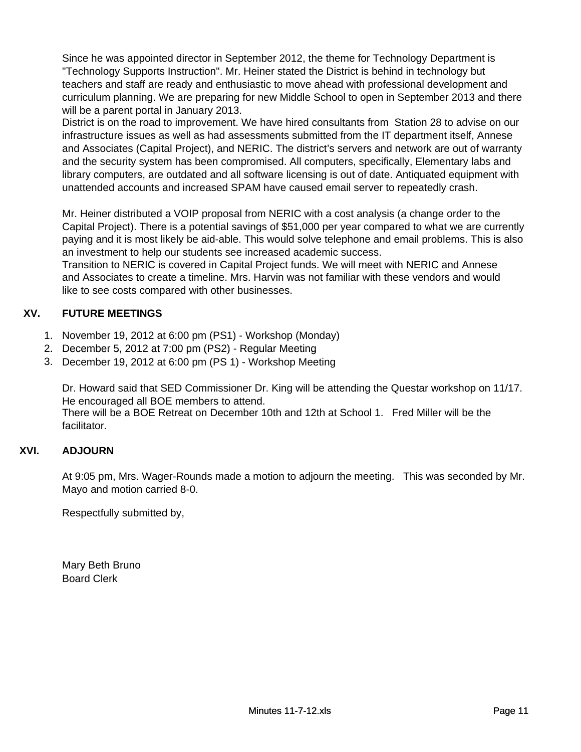Since he was appointed director in September 2012, the theme for Technology Department is "Technology Supports Instruction". Mr. Heiner stated the District is behind in technology but teachers and staff are ready and enthusiastic to move ahead with professional development and curriculum planning. We are preparing for new Middle School to open in September 2013 and there will be a parent portal in January 2013.
District is on the road to improvement. We have hired consultants from Station 28 to advise on our infrastructure issues as well as had assessments submitted from the IT department itself, Annese and Associates (Capital Project), and NERIC. The district's servers and network are out of warranty and the security system has been compromised. All computers, specifically, Elementary labs and library computers, are outdated and all software licensing is out of date. Antiquated equipment with unattended accounts and increased SPAM have caused email server to repeatedly crash.

Mr. Heiner distributed a VOIP proposal from NERIC with a cost analysis (a change order to the Capital Project). There is a potential savings of $51,000 per year compared to what we are currently paying and it is most likely be aid-able. This would solve telephone and email problems. This is also an investment to help our students see increased academic success.
Transition to NERIC is covered in Capital Project funds. We will meet with NERIC and Annese and Associates to create a timeline. Mrs. Harvin was not familiar with these vendors and would like to see costs compared with other businesses.

## XV. FUTURE MEETINGS

1. November 19, 2012 at 6:00 pm (PS1) - Workshop (Monday)
2. December 5, 2012 at 7:00 pm (PS2) - Regular Meeting
3. December 19, 2012 at 6:00 pm (PS 1) - Workshop Meeting

Dr. Howard said that SED Commissioner Dr. King will be attending the Questar workshop on 11/17. He encouraged all BOE members to attend.
There will be a BOE Retreat on December 10th and 12th at School 1. Fred Miller will be the facilitator.

## XVI. ADJOURN

At 9:05 pm, Mrs. Wager-Rounds made a motion to adjourn the meeting. This was seconded by Mr. Mayo and motion carried 8-0.

Respectfully submitted by,

Mary Beth Bruno
Board Clerk